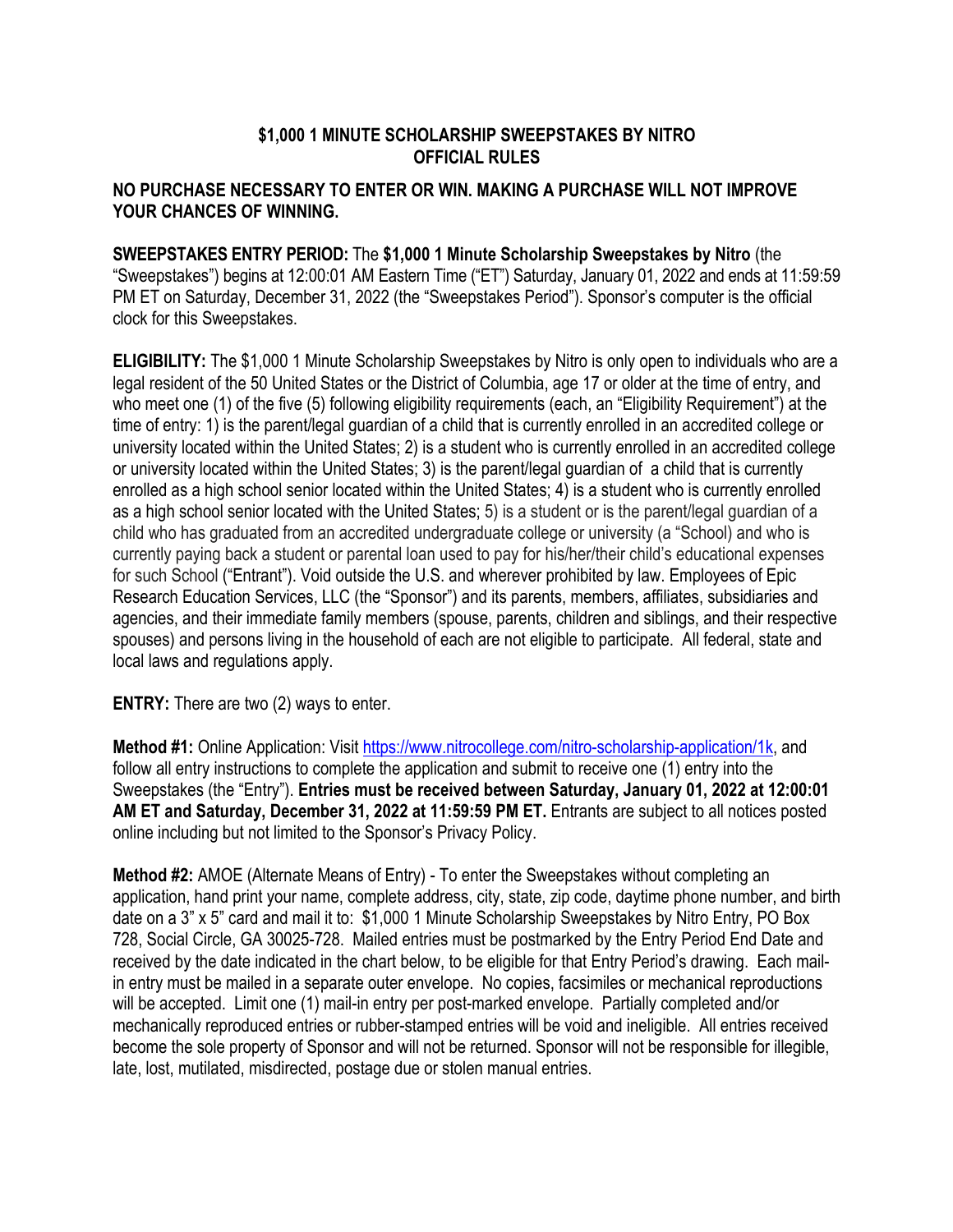# $1,000 1 MINUTE SCHOLARSHIP SWEEPSTAKES BY NITRO
# OFFICIAL RULES

**NO PURCHASE NECESSARY TO ENTER OR WIN. MAKING A PURCHASE WILL NOT IMPROVE YOUR CHANCES OF WINNING.**

**SWEEPSTAKES ENTRY PERIOD:** The **$1,000 1 Minute Scholarship Sweepstakes by Nitro** (the "Sweepstakes") begins at 12:00:01 AM Eastern Time ("ET") Saturday, January 01, 2022 and ends at 11:59:59 PM ET on Saturday, December 31, 2022 (the "Sweepstakes Period"). Sponsor's computer is the official clock for this Sweepstakes.

**ELIGIBILITY:** The $1,000 1 Minute Scholarship Sweepstakes by Nitro is only open to individuals who are a legal resident of the 50 United States or the District of Columbia, age 17 or older at the time of entry, and who meet one (1) of the five (5) following eligibility requirements (each, an "Eligibility Requirement") at the time of entry: 1) is the parent/legal guardian of a child that is currently enrolled in an accredited college or university located within the United States; 2) is a student who is currently enrolled in an accredited college or university located within the United States; 3) is the parent/legal guardian of a child that is currently enrolled as a high school senior located within the United States; 4) is a student who is currently enrolled as a high school senior located with the United States; 5) is a student or is the parent/legal guardian of a child who has graduated from an accredited undergraduate college or university (a "School) and who is currently paying back a student or parental loan used to pay for his/her/their child's educational expenses for such School ("Entrant"). Void outside the U.S. and wherever prohibited by law. Employees of Epic Research Education Services, LLC (the "Sponsor") and its parents, members, affiliates, subsidiaries and agencies, and their immediate family members (spouse, parents, children and siblings, and their respective spouses) and persons living in the household of each are not eligible to participate. All federal, state and local laws and regulations apply.

**ENTRY:** There are two (2) ways to enter.

**Method #1:** Online Application: Visit https://www.nitrocollege.com/nitro-scholarship-application/1k, and follow all entry instructions to complete the application and submit to receive one (1) entry into the Sweepstakes (the "Entry"). **Entries must be received between Saturday, January 01, 2022 at 12:00:01 AM ET and Saturday, December 31, 2022 at 11:59:59 PM ET.** Entrants are subject to all notices posted online including but not limited to the Sponsor's Privacy Policy.

**Method #2:** AMOE (Alternate Means of Entry) - To enter the Sweepstakes without completing an application, hand print your name, complete address, city, state, zip code, daytime phone number, and birth date on a 3" x 5" card and mail it to: $1,000 1 Minute Scholarship Sweepstakes by Nitro Entry, PO Box 728, Social Circle, GA 30025-728. Mailed entries must be postmarked by the Entry Period End Date and received by the date indicated in the chart below, to be eligible for that Entry Period's drawing. Each mail-in entry must be mailed in a separate outer envelope. No copies, facsimiles or mechanical reproductions will be accepted. Limit one (1) mail-in entry per post-marked envelope. Partially completed and/or mechanically reproduced entries or rubber-stamped entries will be void and ineligible. All entries received become the sole property of Sponsor and will not be returned. Sponsor will not be responsible for illegible, late, lost, mutilated, misdirected, postage due or stolen manual entries.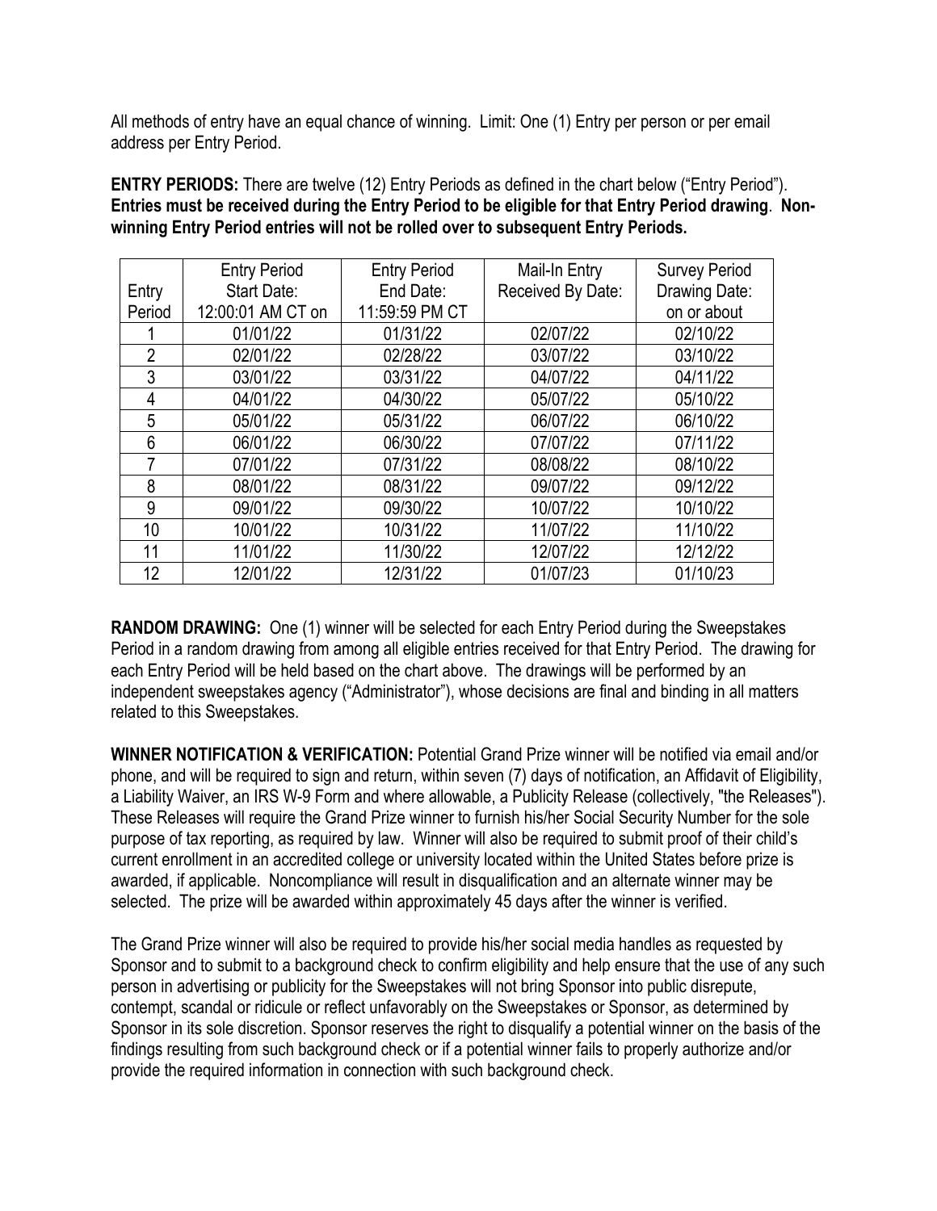All methods of entry have an equal chance of winning. Limit: One (1) Entry per person or per email address per Entry Period.

**ENTRY PERIODS:** There are twelve (12) Entry Periods as defined in the chart below ("Entry Period"). **Entries must be received during the Entry Period to be eligible for that Entry Period drawing**. **Non-winning Entry Period entries will not be rolled over to subsequent Entry Periods.**

| Entry Period | Entry Period Start Date: 12:00:01 AM CT on | Entry Period End Date: 11:59:59 PM CT | Mail-In Entry Received By Date: | Survey Period Drawing Date: on or about |
|---|---|---|---|---|
| 1 | 01/01/22 | 01/31/22 | 02/07/22 | 02/10/22 |
| 2 | 02/01/22 | 02/28/22 | 03/07/22 | 03/10/22 |
| 3 | 03/01/22 | 03/31/22 | 04/07/22 | 04/11/22 |
| 4 | 04/01/22 | 04/30/22 | 05/07/22 | 05/10/22 |
| 5 | 05/01/22 | 05/31/22 | 06/07/22 | 06/10/22 |
| 6 | 06/01/22 | 06/30/22 | 07/07/22 | 07/11/22 |
| 7 | 07/01/22 | 07/31/22 | 08/08/22 | 08/10/22 |
| 8 | 08/01/22 | 08/31/22 | 09/07/22 | 09/12/22 |
| 9 | 09/01/22 | 09/30/22 | 10/07/22 | 10/10/22 |
| 10 | 10/01/22 | 10/31/22 | 11/07/22 | 11/10/22 |
| 11 | 11/01/22 | 11/30/22 | 12/07/22 | 12/12/22 |
| 12 | 12/01/22 | 12/31/22 | 01/07/23 | 01/10/23 |

**RANDOM DRAWING:** One (1) winner will be selected for each Entry Period during the Sweepstakes Period in a random drawing from among all eligible entries received for that Entry Period. The drawing for each Entry Period will be held based on the chart above. The drawings will be performed by an independent sweepstakes agency ("Administrator"), whose decisions are final and binding in all matters related to this Sweepstakes.

**WINNER NOTIFICATION & VERIFICATION:** Potential Grand Prize winner will be notified via email and/or phone, and will be required to sign and return, within seven (7) days of notification, an Affidavit of Eligibility, a Liability Waiver, an IRS W-9 Form and where allowable, a Publicity Release (collectively, "the Releases"). These Releases will require the Grand Prize winner to furnish his/her Social Security Number for the sole purpose of tax reporting, as required by law. Winner will also be required to submit proof of their child's current enrollment in an accredited college or university located within the United States before prize is awarded, if applicable. Noncompliance will result in disqualification and an alternate winner may be selected. The prize will be awarded within approximately 45 days after the winner is verified.

The Grand Prize winner will also be required to provide his/her social media handles as requested by Sponsor and to submit to a background check to confirm eligibility and help ensure that the use of any such person in advertising or publicity for the Sweepstakes will not bring Sponsor into public disrepute, contempt, scandal or ridicule or reflect unfavorably on the Sweepstakes or Sponsor, as determined by Sponsor in its sole discretion. Sponsor reserves the right to disqualify a potential winner on the basis of the findings resulting from such background check or if a potential winner fails to properly authorize and/or provide the required information in connection with such background check.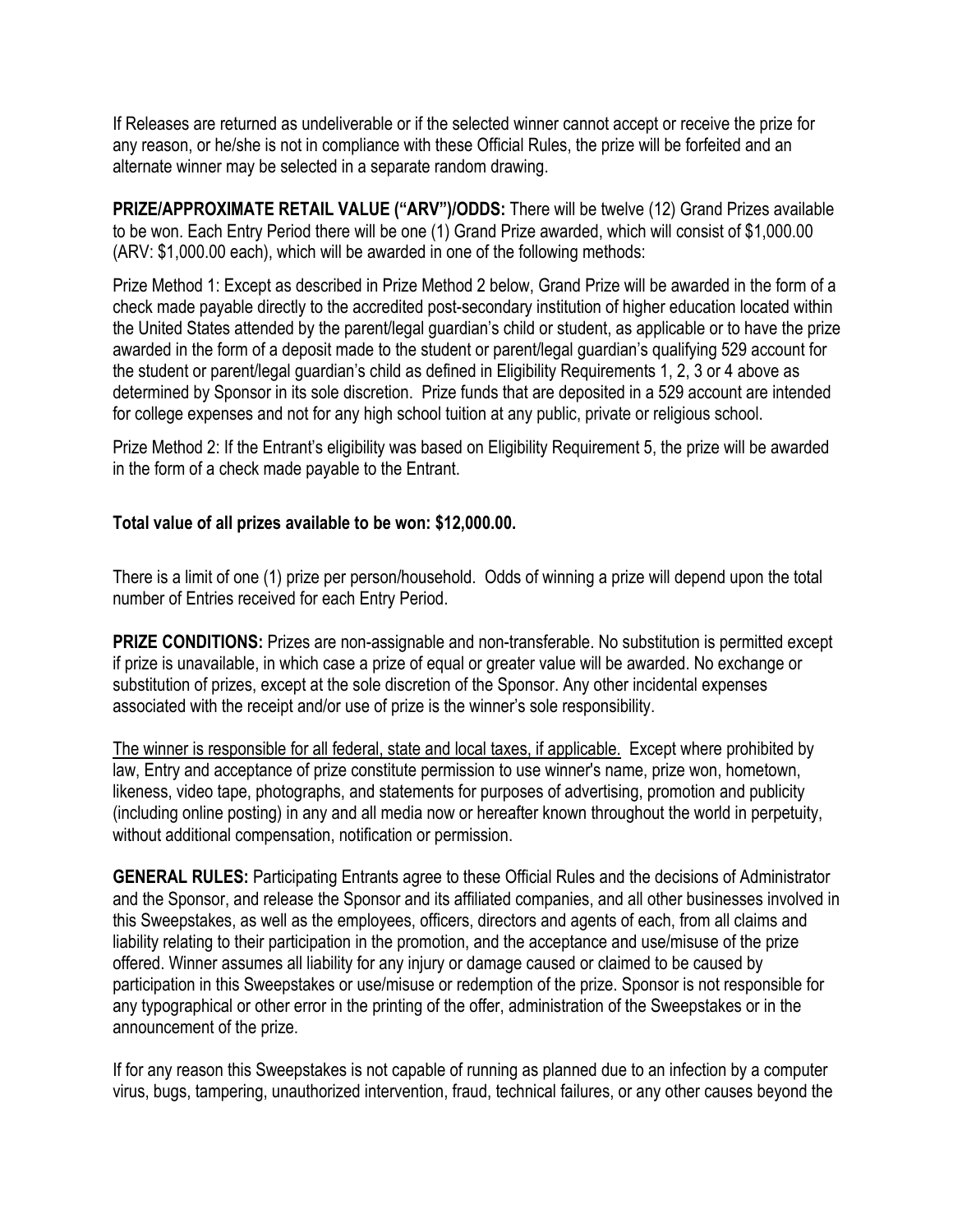If Releases are returned as undeliverable or if the selected winner cannot accept or receive the prize for any reason, or he/she is not in compliance with these Official Rules, the prize will be forfeited and an alternate winner may be selected in a separate random drawing.

**PRIZE/APPROXIMATE RETAIL VALUE ("ARV")/ODDS:** There will be twelve (12) Grand Prizes available to be won. Each Entry Period there will be one (1) Grand Prize awarded, which will consist of $1,000.00 (ARV: $1,000.00 each), which will be awarded in one of the following methods:

Prize Method 1: Except as described in Prize Method 2 below, Grand Prize will be awarded in the form of a check made payable directly to the accredited post-secondary institution of higher education located within the United States attended by the parent/legal guardian's child or student, as applicable or to have the prize awarded in the form of a deposit made to the student or parent/legal guardian's qualifying 529 account for the student or parent/legal guardian's child as defined in Eligibility Requirements 1, 2, 3 or 4 above as determined by Sponsor in its sole discretion. Prize funds that are deposited in a 529 account are intended for college expenses and not for any high school tuition at any public, private or religious school.

Prize Method 2: If the Entrant's eligibility was based on Eligibility Requirement 5, the prize will be awarded in the form of a check made payable to the Entrant.

**Total value of all prizes available to be won: $12,000.00.**

There is a limit of one (1) prize per person/household. Odds of winning a prize will depend upon the total number of Entries received for each Entry Period.

**PRIZE CONDITIONS:** Prizes are non-assignable and non-transferable. No substitution is permitted except if prize is unavailable, in which case a prize of equal or greater value will be awarded. No exchange or substitution of prizes, except at the sole discretion of the Sponsor. Any other incidental expenses associated with the receipt and/or use of prize is the winner's sole responsibility.

<u>The winner is responsible for all federal, state and local taxes, if applicable.</u> Except where prohibited by law, Entry and acceptance of prize constitute permission to use winner's name, prize won, hometown, likeness, video tape, photographs, and statements for purposes of advertising, promotion and publicity (including online posting) in any and all media now or hereafter known throughout the world in perpetuity, without additional compensation, notification or permission.

**GENERAL RULES:** Participating Entrants agree to these Official Rules and the decisions of Administrator and the Sponsor, and release the Sponsor and its affiliated companies, and all other businesses involved in this Sweepstakes, as well as the employees, officers, directors and agents of each, from all claims and liability relating to their participation in the promotion, and the acceptance and use/misuse of the prize offered. Winner assumes all liability for any injury or damage caused or claimed to be caused by participation in this Sweepstakes or use/misuse or redemption of the prize. Sponsor is not responsible for any typographical or other error in the printing of the offer, administration of the Sweepstakes or in the announcement of the prize.

If for any reason this Sweepstakes is not capable of running as planned due to an infection by a computer virus, bugs, tampering, unauthorized intervention, fraud, technical failures, or any other causes beyond the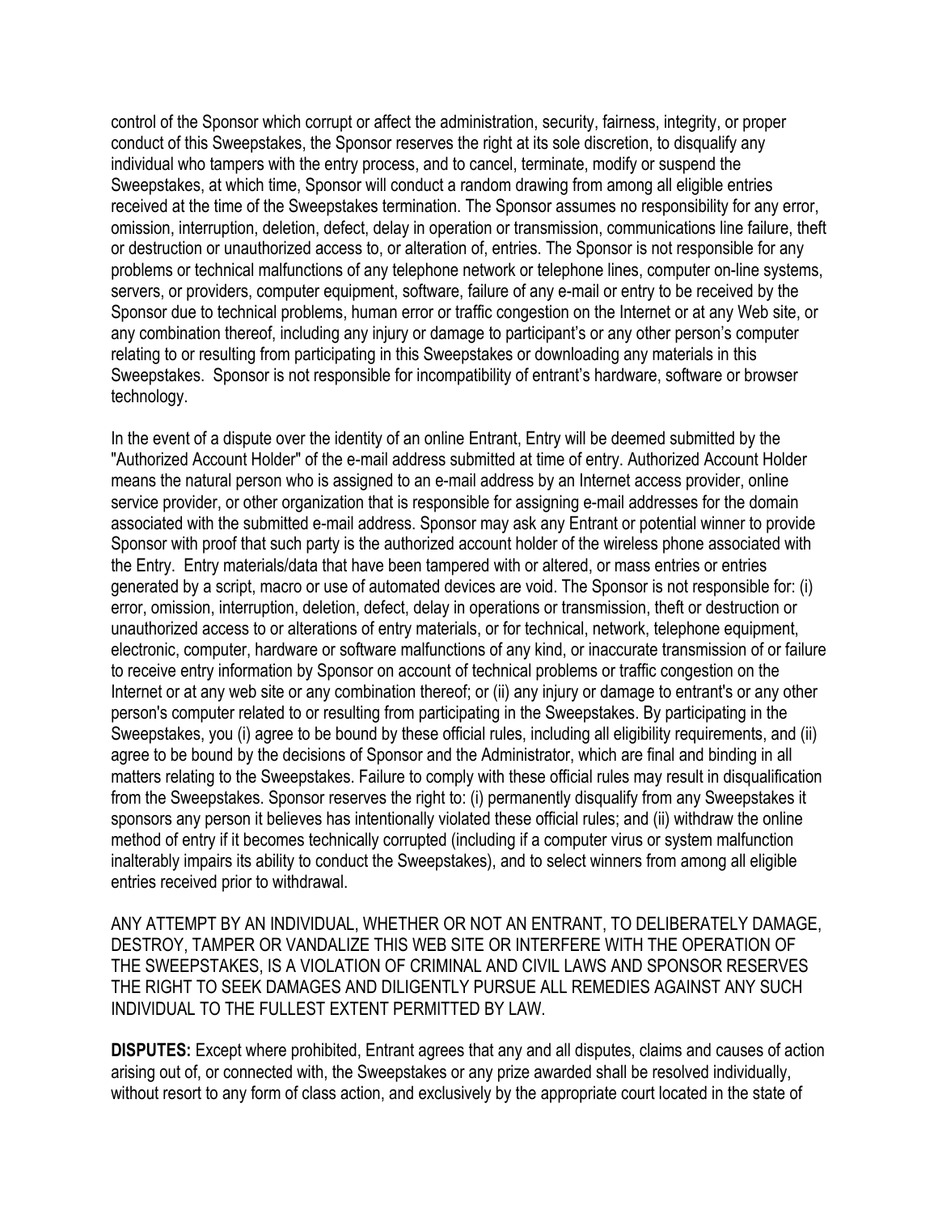control of the Sponsor which corrupt or affect the administration, security, fairness, integrity, or proper conduct of this Sweepstakes, the Sponsor reserves the right at its sole discretion, to disqualify any individual who tampers with the entry process, and to cancel, terminate, modify or suspend the Sweepstakes, at which time, Sponsor will conduct a random drawing from among all eligible entries received at the time of the Sweepstakes termination. The Sponsor assumes no responsibility for any error, omission, interruption, deletion, defect, delay in operation or transmission, communications line failure, theft or destruction or unauthorized access to, or alteration of, entries. The Sponsor is not responsible for any problems or technical malfunctions of any telephone network or telephone lines, computer on-line systems, servers, or providers, computer equipment, software, failure of any e-mail or entry to be received by the Sponsor due to technical problems, human error or traffic congestion on the Internet or at any Web site, or any combination thereof, including any injury or damage to participant's or any other person's computer relating to or resulting from participating in this Sweepstakes or downloading any materials in this Sweepstakes. Sponsor is not responsible for incompatibility of entrant's hardware, software or browser technology.

In the event of a dispute over the identity of an online Entrant, Entry will be deemed submitted by the "Authorized Account Holder" of the e-mail address submitted at time of entry. Authorized Account Holder means the natural person who is assigned to an e-mail address by an Internet access provider, online service provider, or other organization that is responsible for assigning e-mail addresses for the domain associated with the submitted e-mail address. Sponsor may ask any Entrant or potential winner to provide Sponsor with proof that such party is the authorized account holder of the wireless phone associated with the Entry. Entry materials/data that have been tampered with or altered, or mass entries or entries generated by a script, macro or use of automated devices are void. The Sponsor is not responsible for: (i) error, omission, interruption, deletion, defect, delay in operations or transmission, theft or destruction or unauthorized access to or alterations of entry materials, or for technical, network, telephone equipment, electronic, computer, hardware or software malfunctions of any kind, or inaccurate transmission of or failure to receive entry information by Sponsor on account of technical problems or traffic congestion on the Internet or at any web site or any combination thereof; or (ii) any injury or damage to entrant's or any other person's computer related to or resulting from participating in the Sweepstakes. By participating in the Sweepstakes, you (i) agree to be bound by these official rules, including all eligibility requirements, and (ii) agree to be bound by the decisions of Sponsor and the Administrator, which are final and binding in all matters relating to the Sweepstakes. Failure to comply with these official rules may result in disqualification from the Sweepstakes. Sponsor reserves the right to: (i) permanently disqualify from any Sweepstakes it sponsors any person it believes has intentionally violated these official rules; and (ii) withdraw the online method of entry if it becomes technically corrupted (including if a computer virus or system malfunction inalterably impairs its ability to conduct the Sweepstakes), and to select winners from among all eligible entries received prior to withdrawal.

ANY ATTEMPT BY AN INDIVIDUAL, WHETHER OR NOT AN ENTRANT, TO DELIBERATELY DAMAGE, DESTROY, TAMPER OR VANDALIZE THIS WEB SITE OR INTERFERE WITH THE OPERATION OF THE SWEEPSTAKES, IS A VIOLATION OF CRIMINAL AND CIVIL LAWS AND SPONSOR RESERVES THE RIGHT TO SEEK DAMAGES AND DILIGENTLY PURSUE ALL REMEDIES AGAINST ANY SUCH INDIVIDUAL TO THE FULLEST EXTENT PERMITTED BY LAW.

**DISPUTES:** Except where prohibited, Entrant agrees that any and all disputes, claims and causes of action arising out of, or connected with, the Sweepstakes or any prize awarded shall be resolved individually, without resort to any form of class action, and exclusively by the appropriate court located in the state of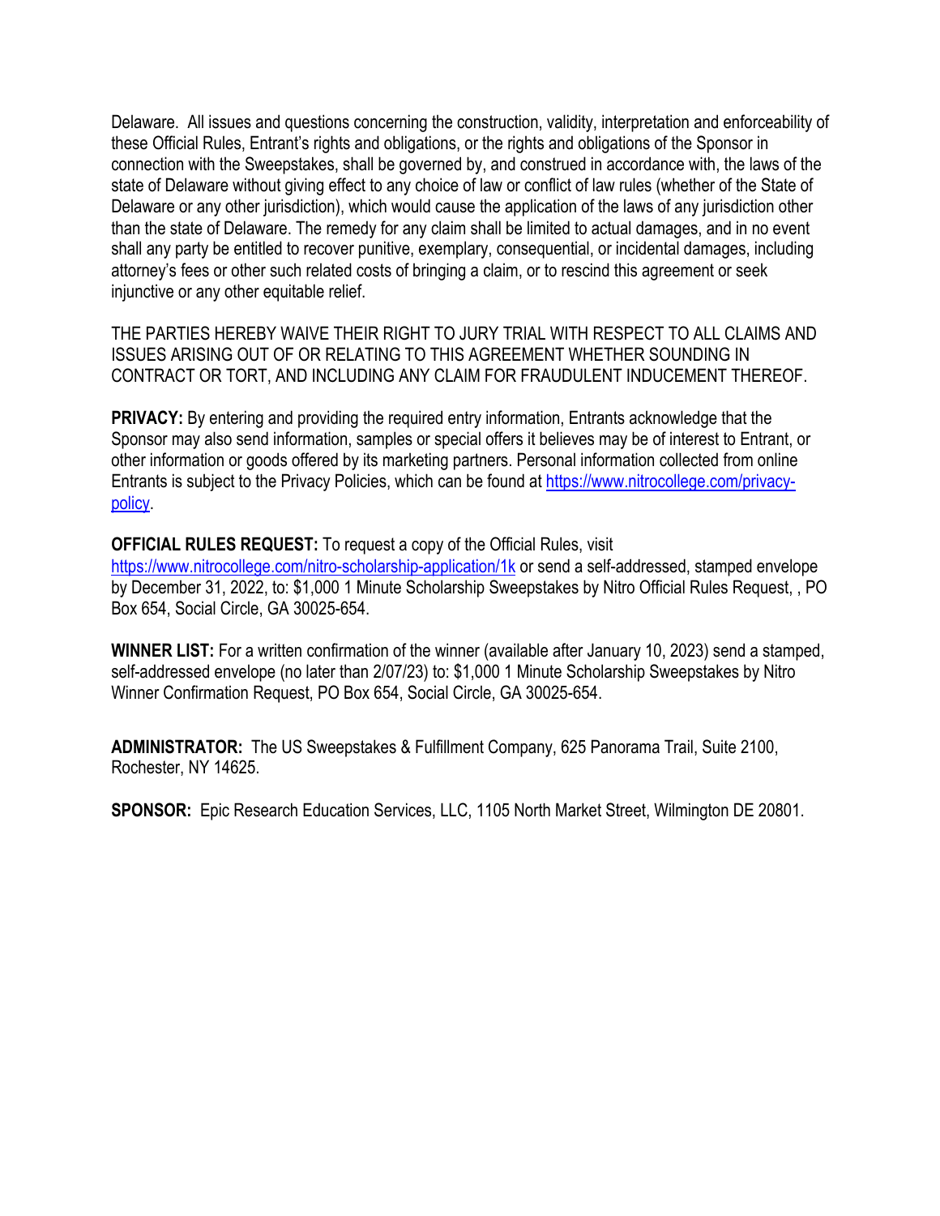Delaware. All issues and questions concerning the construction, validity, interpretation and enforceability of these Official Rules, Entrant's rights and obligations, or the rights and obligations of the Sponsor in connection with the Sweepstakes, shall be governed by, and construed in accordance with, the laws of the state of Delaware without giving effect to any choice of law or conflict of law rules (whether of the State of Delaware or any other jurisdiction), which would cause the application of the laws of any jurisdiction other than the state of Delaware. The remedy for any claim shall be limited to actual damages, and in no event shall any party be entitled to recover punitive, exemplary, consequential, or incidental damages, including attorney's fees or other such related costs of bringing a claim, or to rescind this agreement or seek injunctive or any other equitable relief.

THE PARTIES HEREBY WAIVE THEIR RIGHT TO JURY TRIAL WITH RESPECT TO ALL CLAIMS AND ISSUES ARISING OUT OF OR RELATING TO THIS AGREEMENT WHETHER SOUNDING IN CONTRACT OR TORT, AND INCLUDING ANY CLAIM FOR FRAUDULENT INDUCEMENT THEREOF.

**PRIVACY:** By entering and providing the required entry information, Entrants acknowledge that the Sponsor may also send information, samples or special offers it believes may be of interest to Entrant, or other information or goods offered by its marketing partners. Personal information collected from online Entrants is subject to the Privacy Policies, which can be found at [https://www.nitrocollege.com/privacy-policy](https://www.nitrocollege.com/privacy-policy).

**OFFICIAL RULES REQUEST:** To request a copy of the Official Rules, visit [https://www.nitrocollege.com/nitro-scholarship-application/1k](https://www.nitrocollege.com/nitro-scholarship-application/1k) or send a self-addressed, stamped envelope by December 31, 2022, to: $1,000 1 Minute Scholarship Sweepstakes by Nitro Official Rules Request, , PO Box 654, Social Circle, GA 30025-654.

**WINNER LIST:** For a written confirmation of the winner (available after January 10, 2023) send a stamped, self-addressed envelope (no later than 2/07/23) to: $1,000 1 Minute Scholarship Sweepstakes by Nitro Winner Confirmation Request, PO Box 654, Social Circle, GA 30025-654.

**ADMINISTRATOR:** The US Sweepstakes & Fulfillment Company, 625 Panorama Trail, Suite 2100, Rochester, NY 14625.

**SPONSOR:** Epic Research Education Services, LLC, 1105 North Market Street, Wilmington DE 20801.